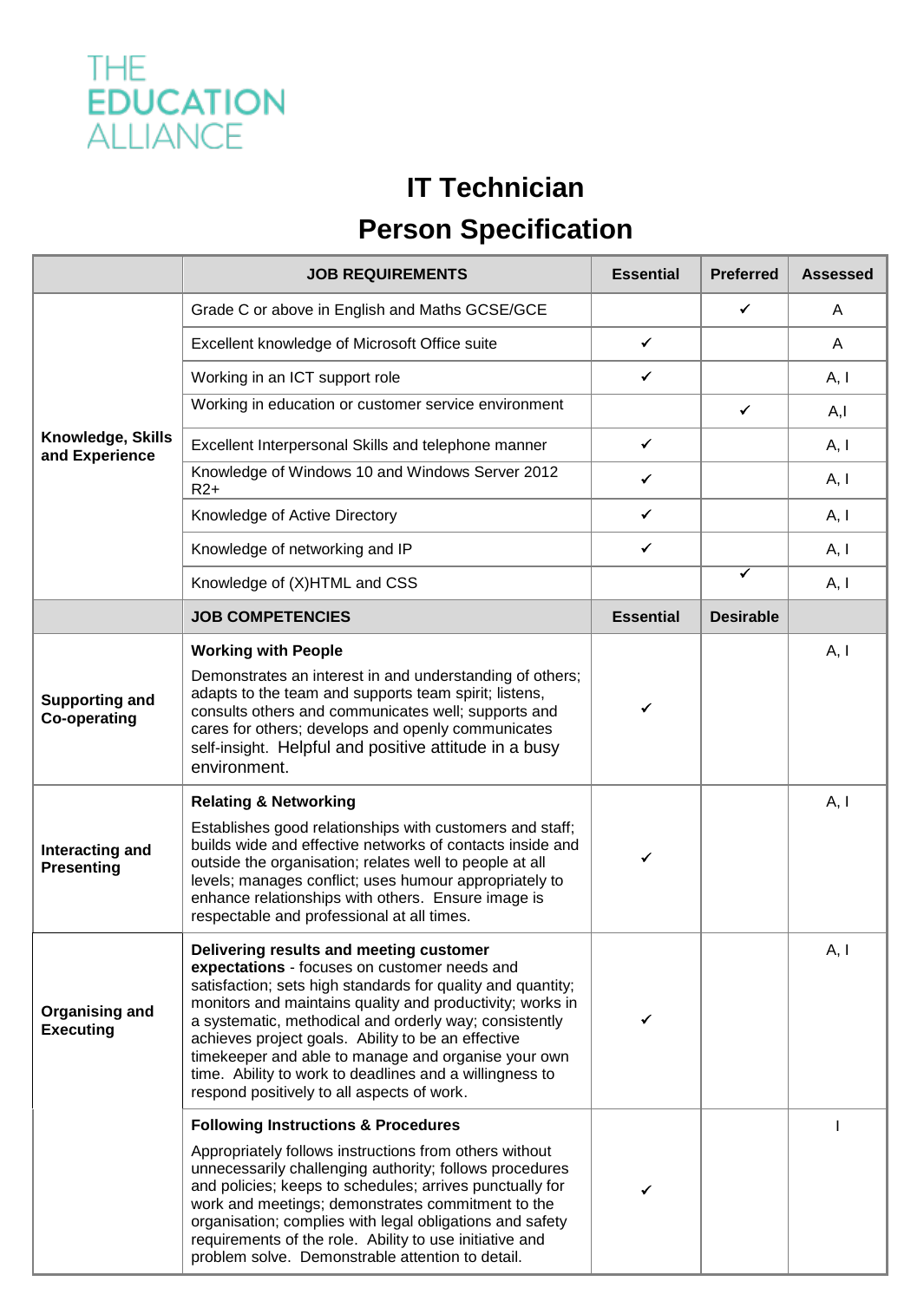THE EDUCATION ALLIANCE

# IT Technician

# Person Specification

| | JOB REQUIREMENTS | Essential | Preferred | Assessed |
|---|---|---|---|---|
| Knowledge, Skills and Experience | Grade C or above in English and Maths GCSE/GCE | | ✓ | A |
| | Excellent knowledge of Microsoft Office suite | ✓ | | A |
| | Working in an ICT support role | ✓ | | A, I |
| | Working in education or customer service environment | | ✓ | A,I |
| | Excellent Interpersonal Skills and telephone manner | ✓ | | A, I |
| | Knowledge of Windows 10 and Windows Server 2012 R2+ | ✓ | | A, I |
| | Knowledge of Active Directory | ✓ | | A, I |
| | Knowledge of networking and IP | ✓ | | A, I |
| | Knowledge of (X)HTML and CSS | | ✓ | A, I |
| | **JOB COMPETENCIES** | **Essential** | **Desirable** | |
| Supporting and Co-operating | **Working with People** Demonstrates an interest in and understanding of others; adapts to the team and supports team spirit; listens, consults others and communicates well; supports and cares for others; develops and openly communicates self-insight. Helpful and positive attitude in a busy environment. | ✓ | | A, I |
| Interacting and Presenting | **Relating & Networking** Establishes good relationships with customers and staff; builds wide and effective networks of contacts inside and outside the organisation; relates well to people at all levels; manages conflict; uses humour appropriately to enhance relationships with others. Ensure image is respectable and professional at all times. | ✓ | | A, I |
| Organising and Executing | **Delivering results and meeting customer expectations** - focuses on customer needs and satisfaction; sets high standards for quality and quantity; monitors and maintains quality and productivity; works in a systematic, methodical and orderly way; consistently achieves project goals. Ability to be an effective timekeeper and able to manage and organise your own time. Ability to work to deadlines and a willingness to respond positively to all aspects of work. | ✓ | | A, I |
| | **Following Instructions & Procedures** Appropriately follows instructions from others without unnecessarily challenging authority; follows procedures and policies; keeps to schedules; arrives punctually for work and meetings; demonstrates commitment to the organisation; complies with legal obligations and safety requirements of the role. Ability to use initiative and problem solve. Demonstrable attention to detail. | ✓ | | I |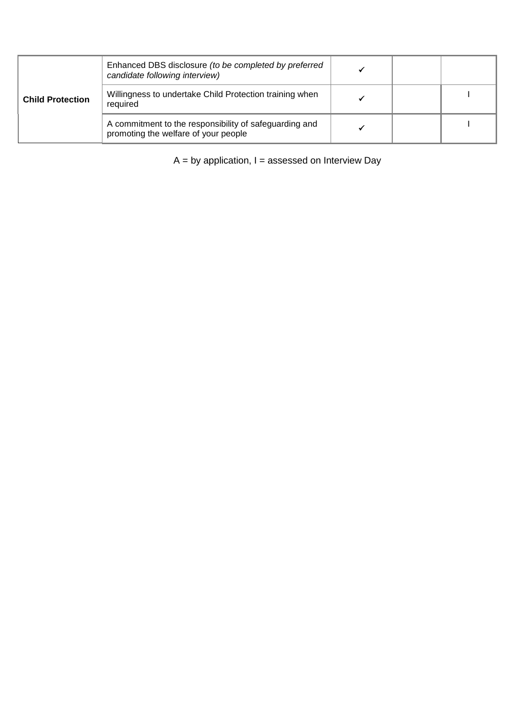| | | | | |
|---|---|---|---|---|
| **Child Protection** | Enhanced DBS disclosure *(to be completed by preferred candidate following interview)* | ✓ | | |
| | Willingness to undertake Child Protection training when required | ✓ | | I |
| | A commitment to the responsibility of safeguarding and promoting the welfare of your people | ✓ | | I |

A = by application, I = assessed on Interview Day